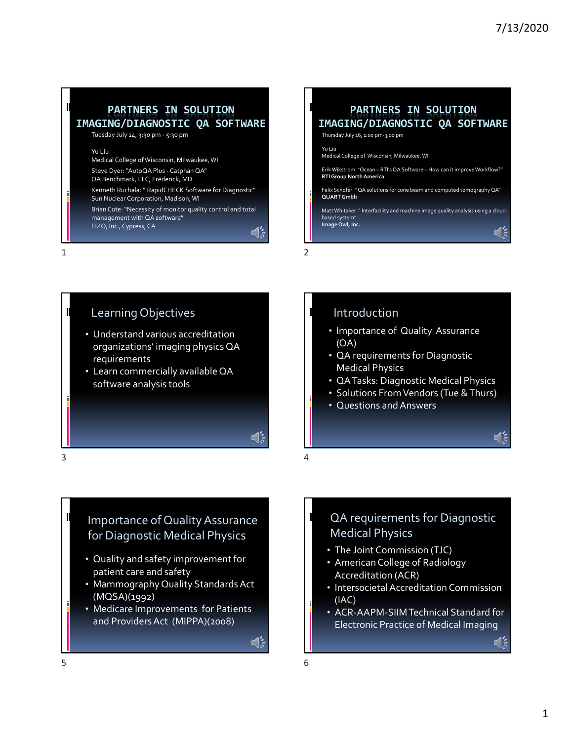# PARTNERS IN SOLUTION IMAGING/DIAGNOSTIC QA SOFTWARE

Tuesday July 14, 3:30 pm - 5:30 pm

Yu Liu
Medical College of Wisconsin, Milwaukee, WI

Steve Dyer: "AutoQA Plus - Catphan QA"
QA Benchmark, LLC, Frederick, MD

Kenneth Ruchala: " RapidCHECK Software for Diagnostic"
Sun Nuclear Corporation, Madison, WI

Brian Cote: "Necessity of monitor quality control and total management with QA software"
EIZO, Inc., Cypress, CA

# PARTNERS IN SOLUTION IMAGING/DIAGNOSTIC QA SOFTWARE

Thursday July 16, 1:00 pm-3:00 pm

Yu Liu
Medical College of Wisconsin, Milwaukee, WI

Erik Wikstrom "Ocean – RTI's QA Software – How can it improve Workflow?"
**RTI Group North America**

Felix Schofer " QA solutions for cone beam and computed tomography QA"
**QUART Gmbh**

Matt Whitaker " Interfacility and machine image quality analysis using a cloud-based system"
**Image Owl, Inc.**

## Learning Objectives

- Understand various accreditation organizations' imaging physics QA requirements
- Learn commercially available QA software analysis tools

## Introduction

- Importance of Quality Assurance (QA)
- QA requirements for Diagnostic Medical Physics
- QA Tasks: Diagnostic Medical Physics
- Solutions From Vendors (Tue & Thurs)
- Questions and Answers

## Importance of Quality Assurance for Diagnostic Medical Physics

- Quality and safety improvement for patient care and safety
- Mammography Quality Standards Act (MQSA)(1992)
- Medicare Improvements for Patients and Providers Act (MIPPA)(2008)

## QA requirements for Diagnostic Medical Physics

- The Joint Commission (TJC)
- American College of Radiology Accreditation (ACR)
- Intersocietal Accreditation Commission (IAC)
- ACR-AAPM-SIIM Technical Standard for Electronic Practice of Medical Imaging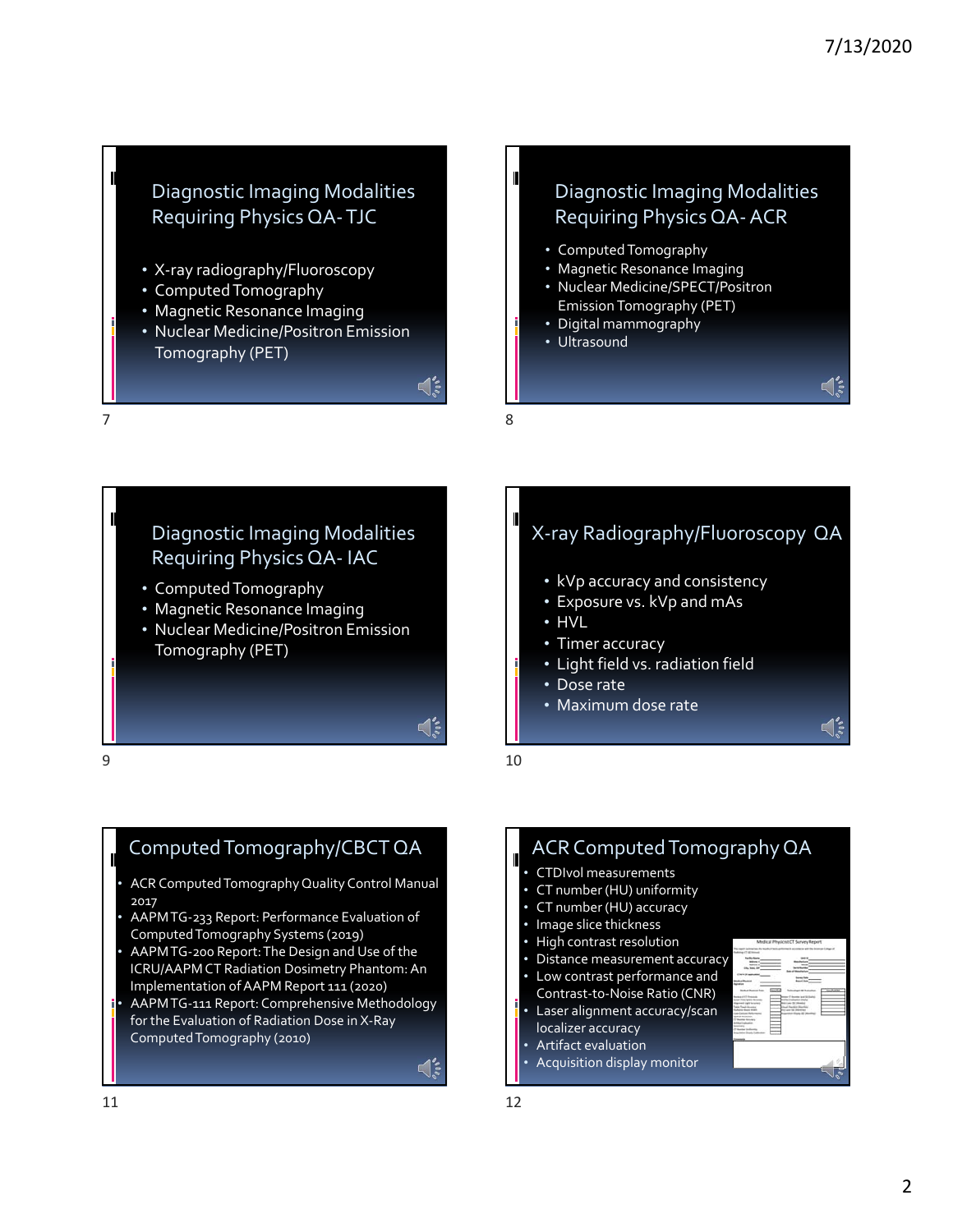## Diagnostic Imaging Modalities Requiring Physics QA- TJC

- X-ray radiography/Fluoroscopy
- Computed Tomography
- Magnetic Resonance Imaging
- Nuclear Medicine/Positron Emission Tomography (PET)

## Diagnostic Imaging Modalities Requiring Physics QA- ACR

- Computed Tomography
- Magnetic Resonance Imaging
- Nuclear Medicine/SPECT/Positron Emission Tomography (PET)
- Digital mammography
- Ultrasound

## Diagnostic Imaging Modalities Requiring Physics QA- IAC

- Computed Tomography
- Magnetic Resonance Imaging
- Nuclear Medicine/Positron Emission Tomography (PET)

## X-ray Radiography/Fluoroscopy QA

- kVp accuracy and consistency
- Exposure vs. kVp and mAs
- HVL
- Timer accuracy
- Light field vs. radiation field
- Dose rate
- Maximum dose rate

## Computed Tomography/CBCT QA

- ACR Computed Tomography Quality Control Manual 2017
- AAPM TG-233 Report: Performance Evaluation of Computed Tomography Systems (2019)
- AAPM TG-200 Report: The Design and Use of the ICRU/AAPM CT Radiation Dosimetry Phantom: An Implementation of AAPM Report 111 (2020)
- AAPM TG-111 Report: Comprehensive Methodology for the Evaluation of Radiation Dose in X-Ray Computed Tomography (2010)

## ACR Computed Tomography QA

- CTDIvol measurements
- CT number (HU) uniformity
- CT number (HU) accuracy
- Image slice thickness
- High contrast resolution
- Distance measurement accuracy
- Low contrast performance and Contrast-to-Noise Ratio (CNR)
- Laser alignment accuracy/scan localizer accuracy
- Artifact evaluation
- Acquisition display monitor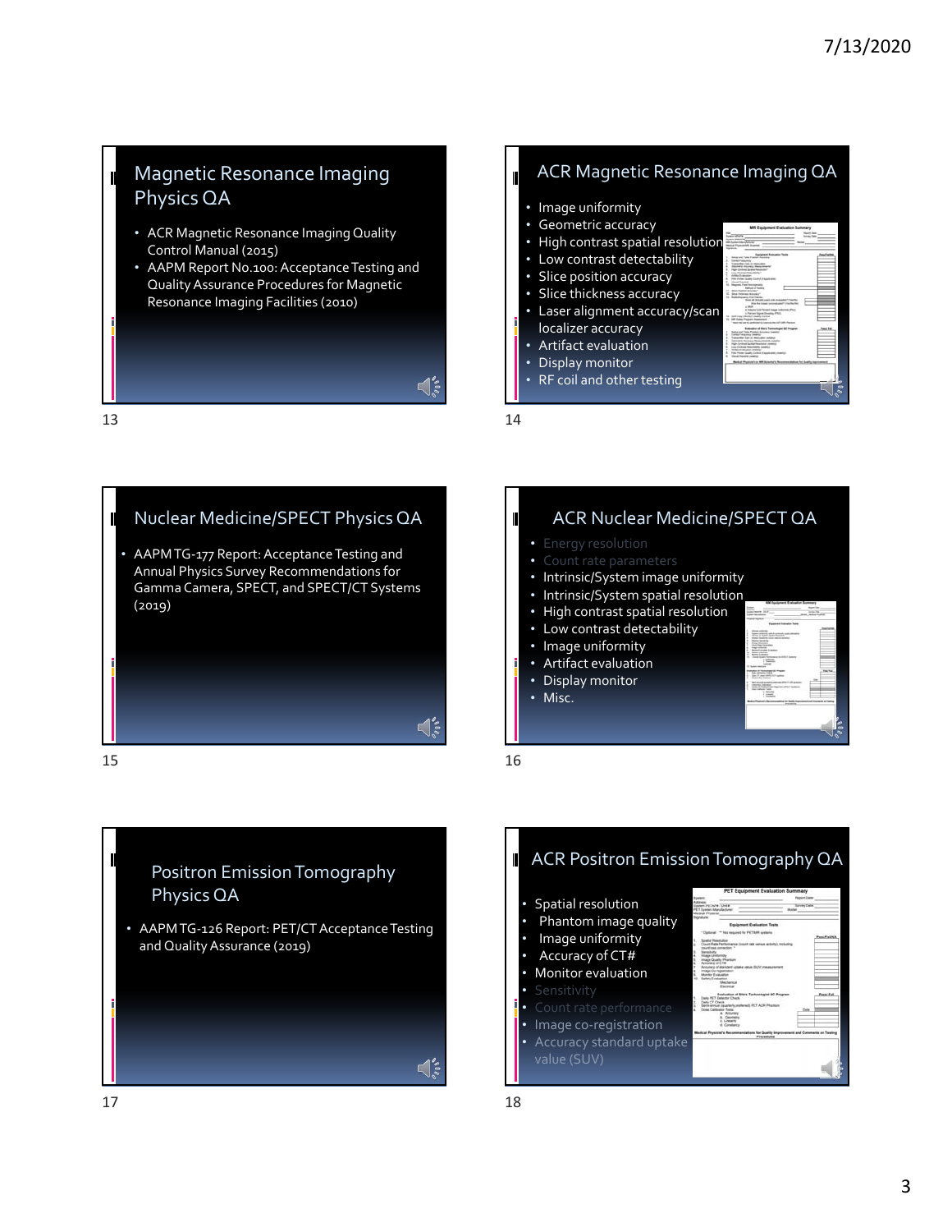## Magnetic Resonance Imaging Physics QA

- ACR Magnetic Resonance Imaging Quality Control Manual (2015)
- AAPM Report No.100: Acceptance Testing and Quality Assurance Procedures for Magnetic Resonance Imaging Facilities (2010)

## ACR Magnetic Resonance Imaging QA

- Image uniformity
- Geometric accuracy
- High contrast spatial resolution
- Low contrast detectability
- Slice position accuracy
- Slice thickness accuracy
- Laser alignment accuracy/scan localizer accuracy
- Artifact evaluation
- Display monitor
- RF coil and other testing

## Nuclear Medicine/SPECT Physics QA

- AAPM TG-177 Report: Acceptance Testing and Annual Physics Survey Recommendations for Gamma Camera, SPECT, and SPECT/CT Systems (2019)

## ACR Nuclear Medicine/SPECT QA

- Energy resolution
- Count rate parameters
- Intrinsic/System image uniformity
- Intrinsic/System spatial resolution
- High contrast spatial resolution
- Low contrast detectability
- Image uniformity
- Artifact evaluation
- Display monitor
- Misc.

## Positron Emission Tomography Physics QA

- AAPM TG-126 Report: PET/CT Acceptance Testing and Quality Assurance (2019)

## ACR Positron Emission Tomography QA

- Spatial resolution
- Phantom image quality
- Image uniformity
- Accuracy of CT#
- Monitor evaluation
- Sensitivity
- Count rate performance
- Image co-registration
- Accuracy standard uptake value (SUV)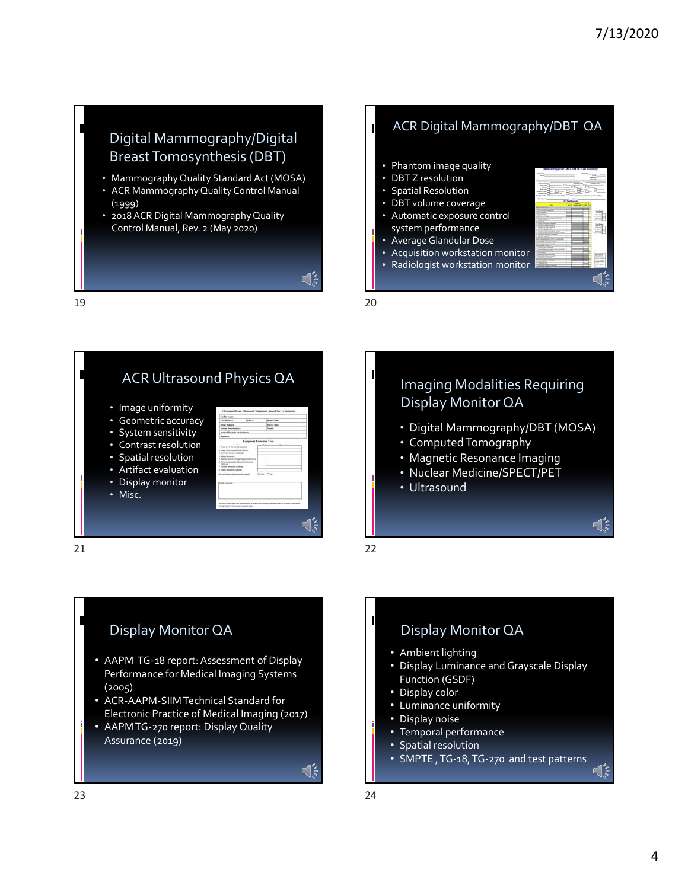## Digital Mammography/Digital Breast Tomosynthesis (DBT)

- Mammography Quality Standard Act (MQSA)
- ACR Mammography Quality Control Manual (1999)
- 2018 ACR Digital Mammography Quality Control Manual, Rev. 2 (May 2020)

## ACR Digital Mammography/DBT QA

- Phantom image quality
- DBT Z resolution
- Spatial Resolution
- DBT volume coverage
- Automatic exposure control system performance
- Average Glandular Dose
- Acquisition workstation monitor
- Radiologist workstation monitor

## ACR Ultrasound Physics QA

- Image uniformity
- Geometric accuracy
- System sensitivity
- Contrast resolution
- Spatial resolution
- Artifact evaluation
- Display monitor
- Misc.

## Imaging Modalities Requiring Display Monitor QA

- Digital Mammography/DBT (MQSA)
- Computed Tomography
- Magnetic Resonance Imaging
- Nuclear Medicine/SPECT/PET
- Ultrasound

## Display Monitor QA

- AAPM TG-18 report: Assessment of Display Performance for Medical Imaging Systems (2005)
- ACR-AAPM-SIIM Technical Standard for Electronic Practice of Medical Imaging (2017)
- AAPM TG-270 report: Display Quality Assurance (2019)

## Display Monitor QA

- Ambient lighting
- Display Luminance and Grayscale Display Function (GSDF)
- Display color
- Luminance uniformity
- Display noise
- Temporal performance
- Spatial resolution
- SMPTE , TG-18, TG-270 and test patterns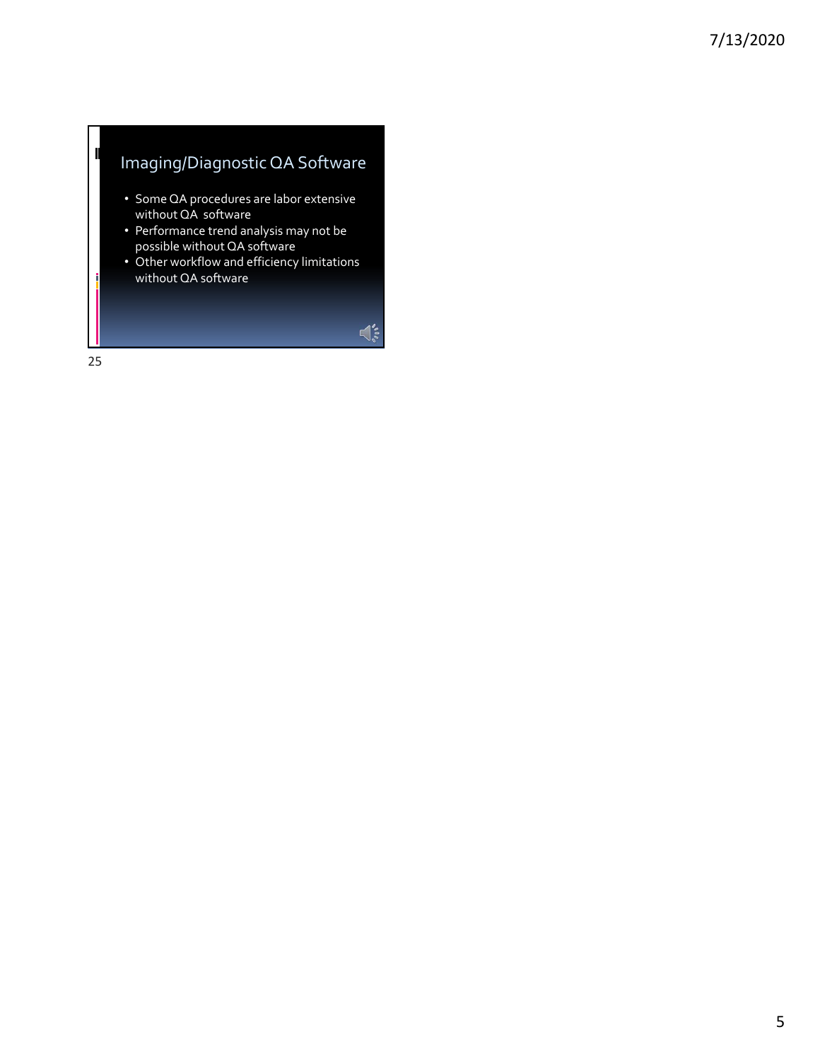## Imaging/Diagnostic QA Software

- Some QA procedures are labor extensive without QA software
- Performance trend analysis may not be possible without QA software
- Other workflow and efficiency limitations without QA software

25